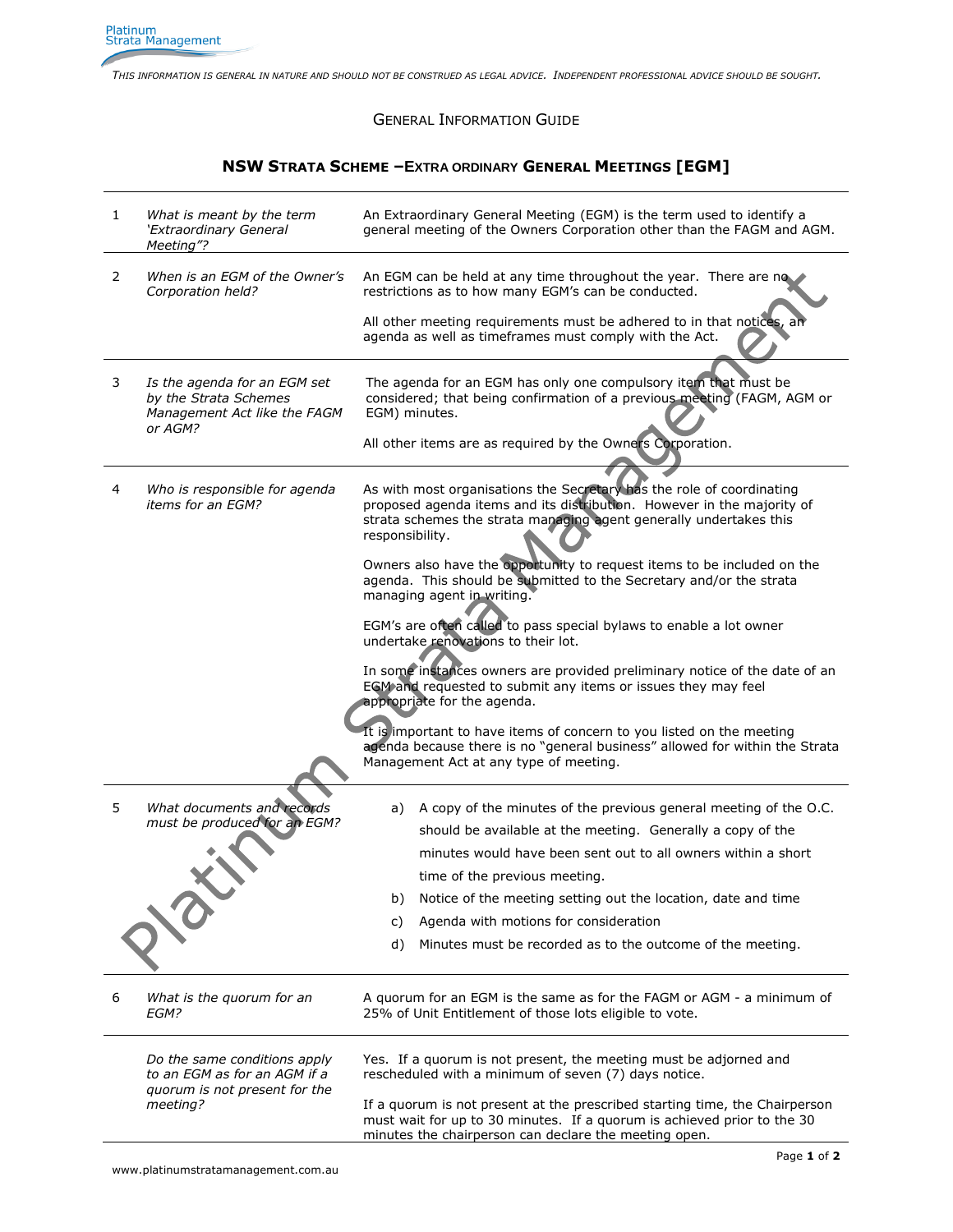*This information is general in nature and should not be construed as legal advice. Independent professional advice should be sought.*

General Information Guide

## NSW Strata Scheme – Extra ordinary General Meetings [EGM]

| | | |
|---|---|---|
| 1 | *What is meant by the term 'Extraordinary General Meeting"?* | An Extraordinary General Meeting (EGM) is the term used to identify a general meeting of the Owners Corporation other than the FAGM and AGM. |
| 2 | *When is an EGM of the Owner's Corporation held?* | An EGM can be held at any time throughout the year. There are no restrictions as to how many EGM's can be conducted.<br><br>All other meeting requirements must be adhered to in that notices, an agenda as well as timeframes must comply with the Act. |
| 3 | *Is the agenda for an EGM set by the Strata Schemes Management Act like the FAGM or AGM?* | The agenda for an EGM has only one compulsory item that must be considered; that being confirmation of a previous meeting (FAGM, AGM or EGM) minutes.<br><br>All other items are as required by the Owners Corporation. |
| 4 | *Who is responsible for agenda items for an EGM?* | As with most organisations the Secretary has the role of coordinating proposed agenda items and its distribution. However in the majority of strata schemes the strata managing agent generally undertakes this responsibility.<br><br>Owners also have the opportunity to request items to be included on the agenda. This should be submitted to the Secretary and/or the strata managing agent in writing.<br><br>EGM's are often called to pass special bylaws to enable a lot owner undertake renovations to their lot.<br><br>In some instances owners are provided preliminary notice of the date of an EGM and requested to submit any items or issues they may feel appropriate for the agenda.<br><br>It is important to have items of concern to you listed on the meeting agenda because there is no "general business" allowed for within the Strata Management Act at any type of meeting. |
| 5 | *What documents and records must be produced for an EGM?* | a) A copy of the minutes of the previous general meeting of the O.C. should be available at the meeting. Generally a copy of the minutes would have been sent out to all owners within a short time of the previous meeting.<br>b) Notice of the meeting setting out the location, date and time<br>c) Agenda with motions for consideration<br>d) Minutes must be recorded as to the outcome of the meeting. |
| 6 | *What is the quorum for an EGM?* | A quorum for an EGM is the same as for the FAGM or AGM - a minimum of 25% of Unit Entitlement of those lots eligible to vote. |
| | *Do the same conditions apply to an EGM as for an AGM if a quorum is not present for the meeting?* | Yes. If a quorum is not present, the meeting must be adjourned and rescheduled with a minimum of seven (7) days notice.<br><br>If a quorum is not present at the prescribed starting time, the Chairperson must wait for up to 30 minutes. If a quorum is achieved prior to the 30 minutes the chairperson can declare the meeting open. |

www.platinumstratamanagement.com.au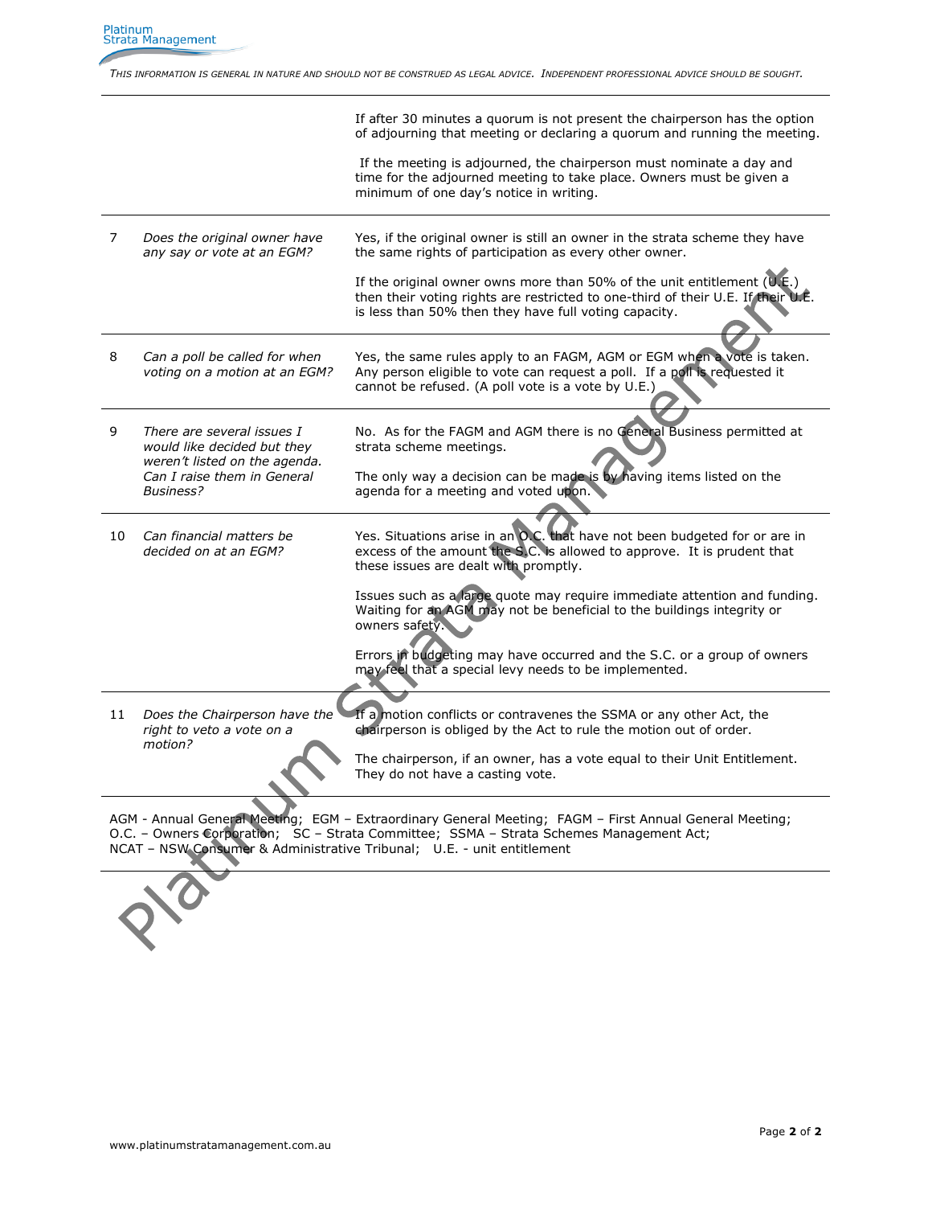*This information is general in nature and should not be construed as legal advice. Independent professional advice should be sought.*

| | | |
|---|---|---|
| | | If after 30 minutes a quorum is not present the chairperson has the option of adjourning that meeting or declaring a quorum and running the meeting.<br><br>If the meeting is adjourned, the chairperson must nominate a day and time for the adjourned meeting to take place. Owners must be given a minimum of one day's notice in writing. |
| 7 | *Does the original owner have any say or vote at an EGM?* | Yes, if the original owner is still an owner in the strata scheme they have the same rights of participation as every other owner.<br><br>If the original owner owns more than 50% of the unit entitlement (U.E.) then their voting rights are restricted to one-third of their U.E. If their U.E. is less than 50% then they have full voting capacity. |
| 8 | *Can a poll be called for when voting on a motion at an EGM?* | Yes, the same rules apply to an FAGM, AGM or EGM when a vote is taken. Any person eligible to vote can request a poll. If a poll is requested it cannot be refused. (A poll vote is a vote by U.E.) |
| 9 | *There are several issues I would like decided but they weren't listed on the agenda. Can I raise them in General Business?* | No. As for the FAGM and AGM there is no General Business permitted at strata scheme meetings.<br><br>The only way a decision can be made is by having items listed on the agenda for a meeting and voted upon. |
| 10 | *Can financial matters be decided on at an EGM?* | Yes. Situations arise in an O.C. that have not been budgeted for or are in excess of the amount the S.C. is allowed to approve. It is prudent that these issues are dealt with promptly.<br><br>Issues such as a large quote may require immediate attention and funding. Waiting for an AGM may not be beneficial to the buildings integrity or owners safety.<br><br>Errors in budgeting may have occurred and the S.C. or a group of owners may feel that a special levy needs to be implemented. |
| 11 | *Does the Chairperson have the right to veto a vote on a motion?* | If a motion conflicts or contravenes the SSMA or any other Act, the chairperson is obliged by the Act to rule the motion out of order.<br><br>The chairperson, if an owner, has a vote equal to their Unit Entitlement. They do not have a casting vote. |

AGM - Annual General Meeting; EGM – Extraordinary General Meeting; FAGM – First Annual General Meeting; O.C. – Owners Corporation; SC – Strata Committee; SSMA – Strata Schemes Management Act; NCAT – NSW Consumer & Administrative Tribunal; U.E. - unit entitlement

www.platinumstratamanagement.com.au